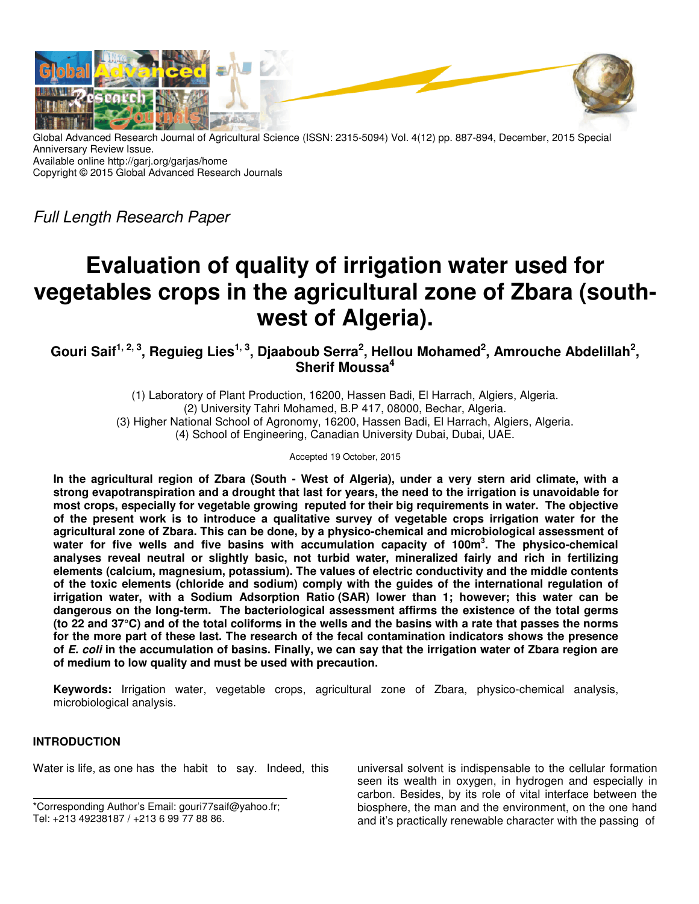Global Advanced Research Journal of Agricultural Science (ISSN: 2315-5094) Vol. 4(12) pp. 887-894, December, 2015 Special Anniversary Review Issue.
Available online http://garj.org/garjas/home
Copyright © 2015 Global Advanced Research Journals

*Full Length Research Paper*

# Evaluation of quality of irrigation water used for vegetables crops in the agricultural zone of Zbara (south-west of Algeria).

**Gouri Saif[1, 2, 3], Reguieg Lies[1, 3], Djaaboub Serra[2], Hellou Mohamed[2], Amrouche Abdelillah[2], Sherif Moussa[4]**

(1) Laboratory of Plant Production, 16200, Hassen Badi, El Harrach, Algiers, Algeria.
(2) University Tahri Mohamed, B.P 417, 08000, Bechar, Algeria.
(3) Higher National School of Agronomy, 16200, Hassen Badi, El Harrach, Algiers, Algeria.
(4) School of Engineering, Canadian University Dubai, Dubai, UAE.

Accepted 19 October, 2015

**In the agricultural region of Zbara (South - West of Algeria), under a very stern arid climate, with a strong evapotranspiration and a drought that last for years, the need to the irrigation is unavoidable for most crops, especially for vegetable growing reputed for their big requirements in water. The objective of the present work is to introduce a qualitative survey of vegetable crops irrigation water for the agricultural zone of Zbara. This can be done, by a physico-chemical and microbiological assessment of water for five wells and five basins with accumulation capacity of 100m$^3$. The physico-chemical analyses reveal neutral or slightly basic, not turbid water, mineralized fairly and rich in fertilizing elements (calcium, magnesium, potassium). The values of electric conductivity and the middle contents of the toxic elements (chloride and sodium) comply with the guides of the international regulation of irrigation water, with a Sodium Adsorption Ratio (SAR) lower than 1; however; this water can be dangerous on the long-term. The bacteriological assessment affirms the existence of the total germs (to 22 and 37°C) and of the total coliforms in the wells and the basins with a rate that passes the norms for the more part of these last. The research of the fecal contamination indicators shows the presence of *E. coli* in the accumulation of basins. Finally, we can say that the irrigation water of Zbara region are of medium to low quality and must be used with precaution.**

**Keywords:** Irrigation water, vegetable crops, agricultural zone of Zbara, physico-chemical analysis, microbiological analysis.

## INTRODUCTION

Water is life, as one has the habit to say. Indeed, this universal solvent is indispensable to the cellular formation seen its wealth in oxygen, in hydrogen and especially in carbon. Besides, by its role of vital interface between the biosphere, the man and the environment, on the one hand and it's practically renewable character with the passing of

*Corresponding Author's Email: gouri77saif@yahoo.fr; Tel: +213 49238187 / +213 6 99 77 88 86.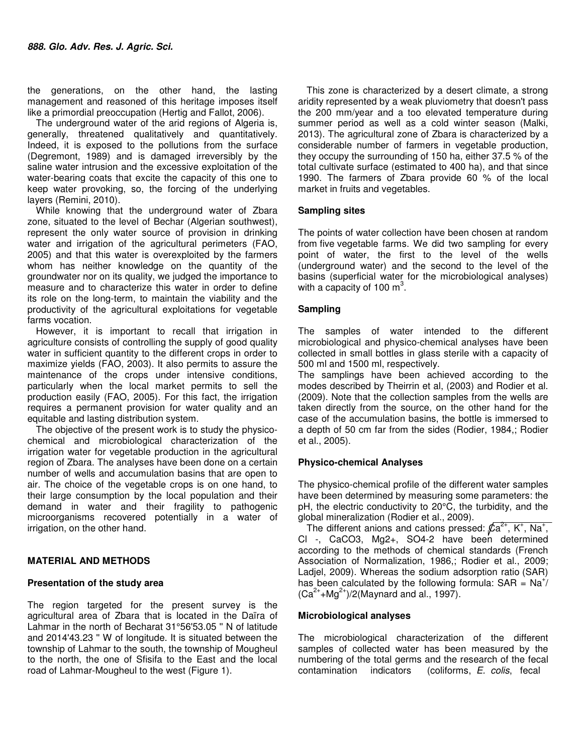the generations, on the other hand, the lasting management and reasoned of this heritage imposes itself like a primordial preoccupation (Hertig and Fallot, 2006).

The underground water of the arid regions of Algeria is, generally, threatened qualitatively and quantitatively. Indeed, it is exposed to the pollutions from the surface (Degremont, 1989) and is damaged irreversibly by the saline water intrusion and the excessive exploitation of the water-bearing coats that excite the capacity of this one to keep water provoking, so, the forcing of the underlying layers (Remini, 2010).

While knowing that the underground water of Zbara zone, situated to the level of Bechar (Algerian southwest), represent the only water source of provision in drinking water and irrigation of the agricultural perimeters (FAO, 2005) and that this water is overexploited by the farmers whom has neither knowledge on the quantity of the groundwater nor on its quality, we judged the importance to measure and to characterize this water in order to define its role on the long-term, to maintain the viability and the productivity of the agricultural exploitations for vegetable farms vocation.

However, it is important to recall that irrigation in agriculture consists of controlling the supply of good quality water in sufficient quantity to the different crops in order to maximize yields (FAO, 2003). It also permits to assure the maintenance of the crops under intensive conditions, particularly when the local market permits to sell the production easily (FAO, 2005). For this fact, the irrigation requires a permanent provision for water quality and an equitable and lasting distribution system.

The objective of the present work is to study the physico-chemical and microbiological characterization of the irrigation water for vegetable production in the agricultural region of Zbara. The analyses have been done on a certain number of wells and accumulation basins that are open to air. The choice of the vegetable crops is on one hand, to their large consumption by the local population and their demand in water and their fragility to pathogenic microorganisms recovered potentially in a water of irrigation, on the other hand.

## MATERIAL AND METHODS

### Presentation of the study area

The region targeted for the present survey is the agricultural area of Zbara that is located in the Daïra of Lahmar in the north of Becharat 31°56'53.05 '' N of latitude and 2014'43.23 '' W of longitude. It is situated between the township of Lahmar to the south, the township of Mougheul to the north, the one of Sfisifa to the East and the local road of Lahmar-Mougheul to the west (Figure 1).

This zone is characterized by a desert climate, a strong aridity represented by a weak pluviometry that doesn't pass the 200 mm/year and a too elevated temperature during summer period as well as a cold winter season (Malki, 2013). The agricultural zone of Zbara is characterized by a considerable number of farmers in vegetable production, they occupy the surrounding of 150 ha, either 37.5 % of the total cultivate surface (estimated to 400 ha), and that since 1990. The farmers of Zbara provide 60 % of the local market in fruits and vegetables.

### Sampling sites

The points of water collection have been chosen at random from five vegetable farms. We did two sampling for every point of water, the first to the level of the wells (underground water) and the second to the level of the basins (superficial water for the microbiological analyses) with a capacity of 100 $m^3$.

### Sampling

The samples of water intended to the different microbiological and physico-chemical analyses have been collected in small bottles in glass sterile with a capacity of 500 ml and 1500 ml, respectively.

The samplings have been achieved according to the modes described by Theirrin et al, (2003) and Rodier et al. (2009). Note that the collection samples from the wells are taken directly from the source, on the other hand for the case of the accumulation basins, the bottle is immersed to a depth of 50 cm far from the sides (Rodier, 1984,; Rodier et al., 2005).

### Physico-chemical Analyses

The physico-chemical profile of the different water samples have been determined by measuring some parameters: the pH, the electric conductivity to 20°C, the turbidity, and the global mineralization (Rodier et al., 2009).

The different anions and cations pressed: $Ca^{2+}$, $K^+$, $Na^+$, Cl -, CaCO3, Mg2+, SO4-2 have been determined according to the methods of chemical standards (French Association of Normalization, 1986,; Rodier et al., 2009; Ladjel, 2009). Whereas the sodium adsorption ratio (SAR) has been calculated by the following formula: SAR = $Na^+/(Ca^{2+}+Mg^{2+})/2$(Maynard and al., 1997).

### Microbiological analyses

The microbiological characterization of the different samples of collected water has been measured by the numbering of the total germs and the research of the fecal contamination indicators (coliforms, *E. colis*, fecal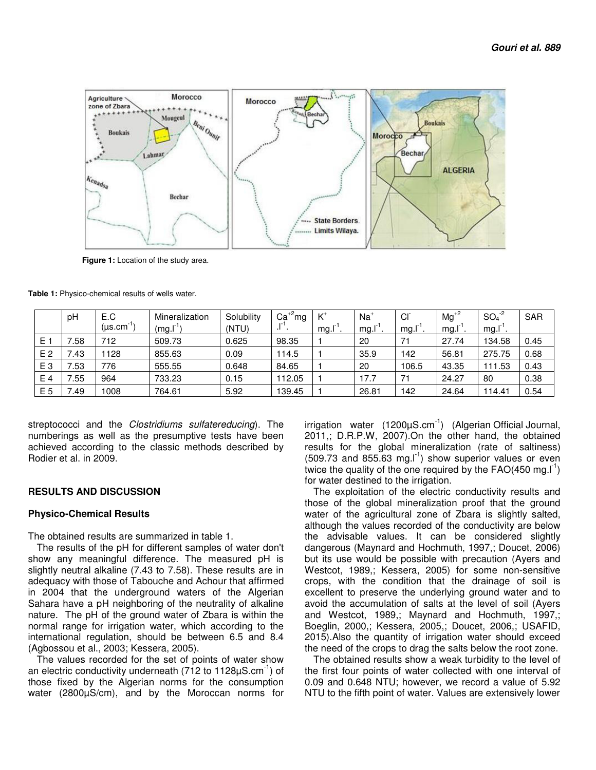**Figure 1:** Location of the study area.

**Table 1:** Physico-chemical results of wells water.

| | pH | E.C ($\mu s.cm^{-1}$) | Mineralization ($mg.l^{-1}$) | Solubility (NTU) | $Ca^{+2}$mg $.l^{-1}$. | $K^+$ $mg.l^{-1}$. | $Na^+$ $mg.l^{-1}$. | $Cl^-$ $mg.l^{-1}$. | $Mg^{+2}$ $mg.l^{-1}$. | $SO_4^{-2}$ $mg.l^{-1}$. | SAR |
|---|---|---|---|---|---|---|---|---|---|---|---|
| E 1 | 7.58 | 712 | 509.73 | 0.625 | 98.35 | 1 | 20 | 71 | 27.74 | 134.58 | 0.45 |
| E 2 | 7.43 | 1128 | 855.63 | 0.09 | 114.5 | 1 | 35.9 | 142 | 56.81 | 275.75 | 0.68 |
| E 3 | 7.53 | 776 | 555.55 | 0.648 | 84.65 | 1 | 20 | 106.5 | 43.35 | 111.53 | 0.43 |
| E 4 | 7.55 | 964 | 733.23 | 0.15 | 112.05 | 1 | 17.7 | 71 | 24.27 | 80 | 0.38 |
| E 5 | 7.49 | 1008 | 764.61 | 5.92 | 139.45 | 1 | 26.81 | 142 | 24.64 | 114.41 | 0.54 |

streptococci and the *Clostridiums sulfatereducing*). The numberings as well as the presumptive tests have been achieved according to the classic methods described by Rodier et al. in 2009.

## RESULTS AND DISCUSSION

### Physico-Chemical Results

The obtained results are summarized in table 1.

The results of the pH for different samples of water don't show any meaningful difference. The measured pH is slightly neutral alkaline (7.43 to 7.58). These results are in adequacy with those of Tabouche and Achour that affirmed in 2004 that the underground waters of the Algerian Sahara have a pH neighboring of the neutrality of alkaline nature. The pH of the ground water of Zbara is within the normal range for irrigation water, which according to the international regulation, should be between 6.5 and 8.4 (Agbossou et al., 2003; Kessera, 2005).

The values recorded for the set of points of water show an electric conductivity underneath (712 to 1128µS.$cm^{-1}$) of those fixed by the Algerian norms for the consumption water (2800µS/cm), and by the Moroccan norms for irrigation water (1200µS.$cm^{-1}$) (Algerian Official Journal, 2011,; D.R.P.W, 2007).On the other hand, the obtained results for the global mineralization (rate of saltiness) (509.73 and 855.63 mg.$l^{-1}$) show superior values or even twice the quality of the one required by the FAO(450 mg.$l^{-1}$) for water destined to the irrigation.

The exploitation of the electric conductivity results and those of the global mineralization proof that the ground water of the agricultural zone of Zbara is slightly salted, although the values recorded of the conductivity are below the advisable values. It can be considered slightly dangerous (Maynard and Hochmuth, 1997,; Doucet, 2006) but its use would be possible with precaution (Ayers and Westcot, 1989,; Kessera, 2005) for some non-sensitive crops, with the condition that the drainage of soil is excellent to preserve the underlying ground water and to avoid the accumulation of salts at the level of soil (Ayers and Westcot, 1989,; Maynard and Hochmuth, 1997,; Boeglin, 2000,; Kessera, 2005,; Doucet, 2006,; USAFID, 2015).Also the quantity of irrigation water should exceed the need of the crops to drag the salts below the root zone.

The obtained results show a weak turbidity to the level of the first four points of water collected with one interval of 0.09 and 0.648 NTU; however, we record a value of 5.92 NTU to the fifth point of water. Values are extensively lower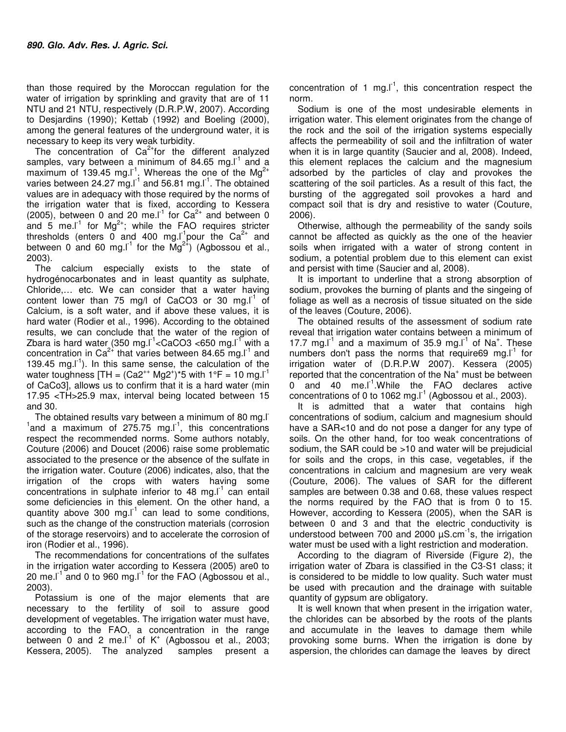than those required by the Moroccan regulation for the water of irrigation by sprinkling and gravity that are of 11 NTU and 21 NTU, respectively (D.R.P.W, 2007). According to Desjardins (1990); Kettab (1992) and Boeling (2000), among the general features of the underground water, it is necessary to keep its very weak turbidity.

The concentration of $Ca^{2+}$for the different analyzed samples, vary between a minimum of 84.65 mg.$l^{-1}$ and a maximum of 139.45 mg.$l^{-1}$. Whereas the one of the $Mg^{2+}$ varies between 24.27 mg.$l^{-1}$ and 56.81 mg.$l^{-1}$. The obtained values are in adequacy with those required by the norms of the irrigation water that is fixed, according to Kessera (2005), between 0 and 20 me.$l^{-1}$ for $Ca^{2+}$ and between 0 and 5 me.$l^{-1}$ for $Mg^{2+}$; while the FAO requires stricter thresholds (enters 0 and 400 mg.$l^{-1}$pour the $Ca^{2+}$ and between 0 and 60 mg.$l^{-1}$ for the $Mg^{2+}$) (Agbossou et al., 2003).

The calcium especially exists to the state of hydrogénocarbonates and in least quantity as sulphate, Chloride,… etc. We can consider that a water having content lower than 75 mg/l of $CaCO_3$ or 30 mg.$l^{-1}$ of Calcium, is a soft water, and if above these values, it is hard water (Rodier et al., 1996). According to the obtained results, we can conclude that the water of the region of Zbara is hard water (350 mg.$l^{-1}$<$CaCO_3$ <650 mg.$l^{-1}$ with a concentration in $Ca^{2+}$ that varies between 84.65 mg.$l^{-1}$ and 139.45 mg.$l^{-1}$). In this same sense, the calculation of the water toughness [TH = ($Ca2^{++}$ $Mg2^{+}$)*5 with 1°F = 10 mg.$l^{-1}$ of $CaCo3$], allows us to confirm that it is a hard water (min 17.95 <TH>25.9 max, interval being located between 15 and 30.

The obtained results vary between a minimum of 80 mg.$l^{-1}$and a maximum of 275.75 mg.$l^{-1}$, this concentrations respect the recommended norms. Some authors notably, Couture (2006) and Doucet (2006) raise some problematic associated to the presence or the absence of the sulfate in the irrigation water. Couture (2006) indicates, also, that the irrigation of the crops with waters having some concentrations in sulphate inferior to 48 mg.$l^{-1}$ can entail some deficiencies in this element. On the other hand, a quantity above 300 mg.$l^{-1}$ can lead to some conditions, such as the change of the construction materials (corrosion of the storage reservoirs) and to accelerate the corrosion of iron (Rodier et al., 1996).

The recommendations for concentrations of the sulfates in the irrigation water according to Kessera (2005) are0 to 20 me.$l^{-1}$ and 0 to 960 mg.$l^{-1}$ for the FAO (Agbossou et al., 2003).

Potassium is one of the major elements that are necessary to the fertility of soil to assure good development of vegetables. The irrigation water must have, according to the FAO, a concentration in the range between 0 and 2 me.$l^{-1}$ of $K^{+}$ (Agbossou et al., 2003; Kessera, 2005). The analyzed samples present a concentration of 1 mg.$l^{-1}$, this concentration respect the norm.

Sodium is one of the most undesirable elements in irrigation water. This element originates from the change of the rock and the soil of the irrigation systems especially affects the permeability of soil and the infiltration of water when it is in large quantity (Saucier and al, 2008). Indeed, this element replaces the calcium and the magnesium adsorbed by the particles of clay and provokes the scattering of the soil particles. As a result of this fact, the bursting of the aggregated soil provokes a hard and compact soil that is dry and resistive to water (Couture, 2006).

Otherwise, although the permeability of the sandy soils cannot be affected as quickly as the one of the heavier soils when irrigated with a water of strong content in sodium, a potential problem due to this element can exist and persist with time (Saucier and al, 2008).

It is important to underline that a strong absorption of sodium, provokes the burning of plants and the singeing of foliage as well as a necrosis of tissue situated on the side of the leaves (Couture, 2006).

The obtained results of the assessment of sodium rate reveal that irrigation water contains between a minimum of 17.7 mg.$l^{-1}$ and a maximum of 35.9 mg.$l^{-1}$ of $Na^{+}$. These numbers don't pass the norms that require69 mg.$l^{-1}$ for irrigation water of (D.R.P.W 2007). Kessera (2005) reported that the concentration of the $Na^{+}$ must be between 0 and 40 me.$l^{-1}$.While the FAO declares active concentrations of 0 to 1062 mg.$l^{-1}$ (Agbossou et al., 2003).

It is admitted that a water that contains high concentrations of sodium, calcium and magnesium should have a SAR<10 and do not pose a danger for any type of soils. On the other hand, for too weak concentrations of sodium, the SAR could be >10 and water will be prejudicial for soils and the crops, in this case, vegetables, if the concentrations in calcium and magnesium are very weak (Couture, 2006). The values of SAR for the different samples are between 0.38 and 0.68, these values respect the norms required by the FAO that is from 0 to 15. However, according to Kessera (2005), when the SAR is between 0 and 3 and that the electric conductivity is understood between 700 and 2000 µS.$cm^{-1}$s, the irrigation water must be used with a light restriction and moderation.

According to the diagram of Riverside (Figure 2), the irrigation water of Zbara is classified in the C3-S1 class; it is considered to be middle to low quality. Such water must be used with precaution and the drainage with suitable quantity of gypsum are obligatory.

It is well known that when present in the irrigation water, the chlorides can be absorbed by the roots of the plants and accumulate in the leaves to damage them while provoking some burns. When the irrigation is done by aspersion, the chlorides can damage the leaves by direct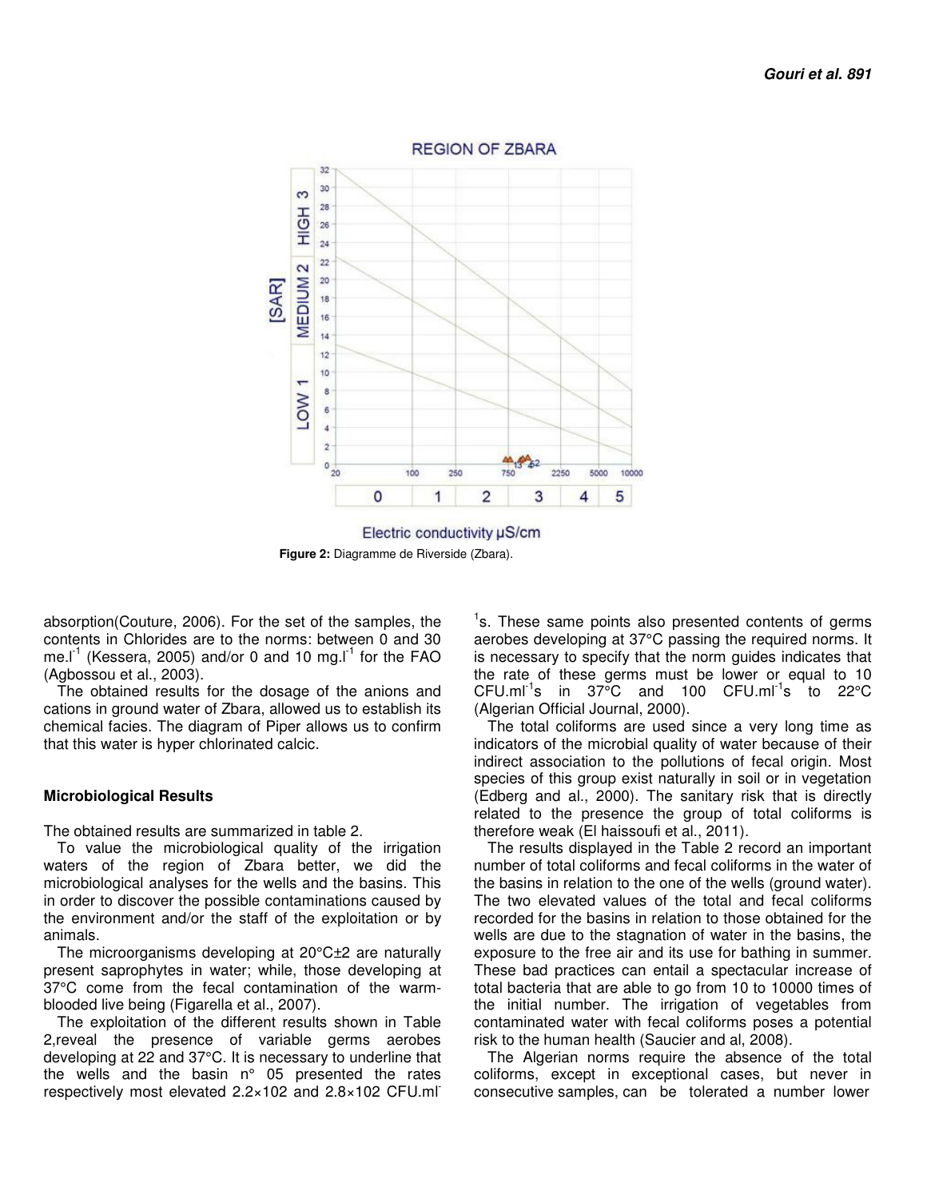**Figure 2:** Diagramme de Riverside (Zbara).

absorption(Couture, 2006). For the set of the samples, the contents in Chlorides are to the norms: between 0 and 30 me.l$^{-1}$ (Kessera, 2005) and/or 0 and 10 mg.l$^{-1}$ for the FAO (Agbossou et al., 2003).

The obtained results for the dosage of the anions and cations in ground water of Zbara, allowed us to establish its chemical facies. The diagram of Piper allows us to confirm that this water is hyper chlorinated calcic.

### Microbiological Results

The obtained results are summarized in table 2.

To value the microbiological quality of the irrigation waters of the region of Zbara better, we did the microbiological analyses for the wells and the basins. This in order to discover the possible contaminations caused by the environment and/or the staff of the exploitation or by animals.

The microorganisms developing at 20°C±2 are naturally present saprophytes in water; while, those developing at 37°C come from the fecal contamination of the warm-blooded live being (Figarella et al., 2007).

The exploitation of the different results shown in Table 2,reveal the presence of variable germs aerobes developing at 22 and 37°C. It is necessary to underline that the wells and the basin n° 05 presented the rates respectively most elevated 2.2×102 and 2.8×102 CFU.ml$^{-1}$s. These same points also presented contents of germs aerobes developing at 37°C passing the required norms. It is necessary to specify that the norm guides indicates that the rate of these germs must be lower or equal to 10 CFU.ml$^{-1}$s in 37°C and 100 CFU.ml$^{-1}$s to 22°C (Algerian Official Journal, 2000).

The total coliforms are used since a very long time as indicators of the microbial quality of water because of their indirect association to the pollutions of fecal origin. Most species of this group exist naturally in soil or in vegetation (Edberg and al., 2000). The sanitary risk that is directly related to the presence the group of total coliforms is therefore weak (El haissoufi et al., 2011).

The results displayed in the Table 2 record an important number of total coliforms and fecal coliforms in the water of the basins in relation to the one of the wells (ground water). The two elevated values of the total and fecal coliforms recorded for the basins in relation to those obtained for the wells are due to the stagnation of water in the basins, the exposure to the free air and its use for bathing in summer. These bad practices can entail a spectacular increase of total bacteria that are able to go from 10 to 10000 times of the initial number. The irrigation of vegetables from contaminated water with fecal coliforms poses a potential risk to the human health (Saucier and al, 2008).

The Algerian norms require the absence of the total coliforms, except in exceptional cases, but never in consecutive samples, can be tolerated a number lower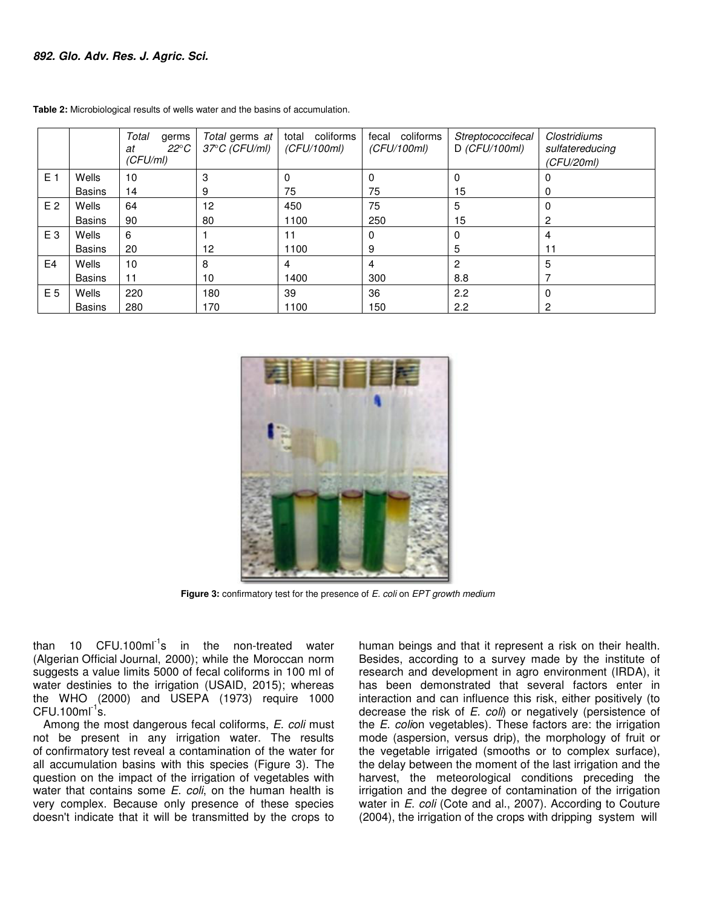**Table 2:** Microbiological results of wells water and the basins of accumulation.

| | | *Total germs at 22°C (CFU/ml)* | *Total* germs *at 37°C (CFU/ml)* | total coliforms *(CFU/100ml)* | fecal coliforms *(CFU/100ml)* | *Streptococcifecal* D *(CFU/100ml)* | *Clostridiums sulfatereducing (CFU/20ml)* |
|---|---|---|---|---|---|---|---|
| E 1 | Wells | 10 | 3 | 0 | 0 | 0 | 0 |
| | Basins | 14 | 9 | 75 | 75 | 15 | 0 |
| E 2 | Wells | 64 | 12 | 450 | 75 | 5 | 0 |
| | Basins | 90 | 80 | 1100 | 250 | 15 | 2 |
| E 3 | Wells | 6 | 1 | 11 | 0 | 0 | 4 |
| | Basins | 20 | 12 | 1100 | 9 | 5 | 11 |
| E4 | Wells | 10 | 8 | 4 | 4 | 2 | 5 |
| | Basins | 11 | 10 | 1400 | 300 | 8.8 | 7 |
| E 5 | Wells | 220 | 180 | 39 | 36 | 2.2 | 0 |
| | Basins | 280 | 170 | 1100 | 150 | 2.2 | 2 |

**Figure 3:** confirmatory test for the presence of *E. coli* on *EPT growth medium*

than 10 CFU.100ml$^{-1}$s in the non-treated water (Algerian Official Journal, 2000); while the Moroccan norm suggests a value limits 5000 of fecal coliforms in 100 ml of water destinies to the irrigation (USAID, 2015); whereas the WHO (2000) and USEPA (1973) require 1000 CFU.100ml$^{-1}$s.

Among the most dangerous fecal coliforms, *E. coli* must not be present in any irrigation water. The results of confirmatory test reveal a contamination of the water for all accumulation basins with this species (Figure 3). The question on the impact of the irrigation of vegetables with water that contains some *E. coli*, on the human health is very complex. Because only presence of these species doesn't indicate that it will be transmitted by the crops to human beings and that it represent a risk on their health. Besides, according to a survey made by the institute of research and development in agro environment (IRDA), it has been demonstrated that several factors enter in interaction and can influence this risk, either positively (to decrease the risk of *E. coli*) or negatively (persistence of the *E. coli*on vegetables). These factors are: the irrigation mode (aspersion, versus drip), the morphology of fruit or the vegetable irrigated (smooths or to complex surface), the delay between the moment of the last irrigation and the harvest, the meteorological conditions preceding the irrigation and the degree of contamination of the irrigation water in *E. coli* (Cote and al., 2007). According to Couture (2004), the irrigation of the crops with dripping system will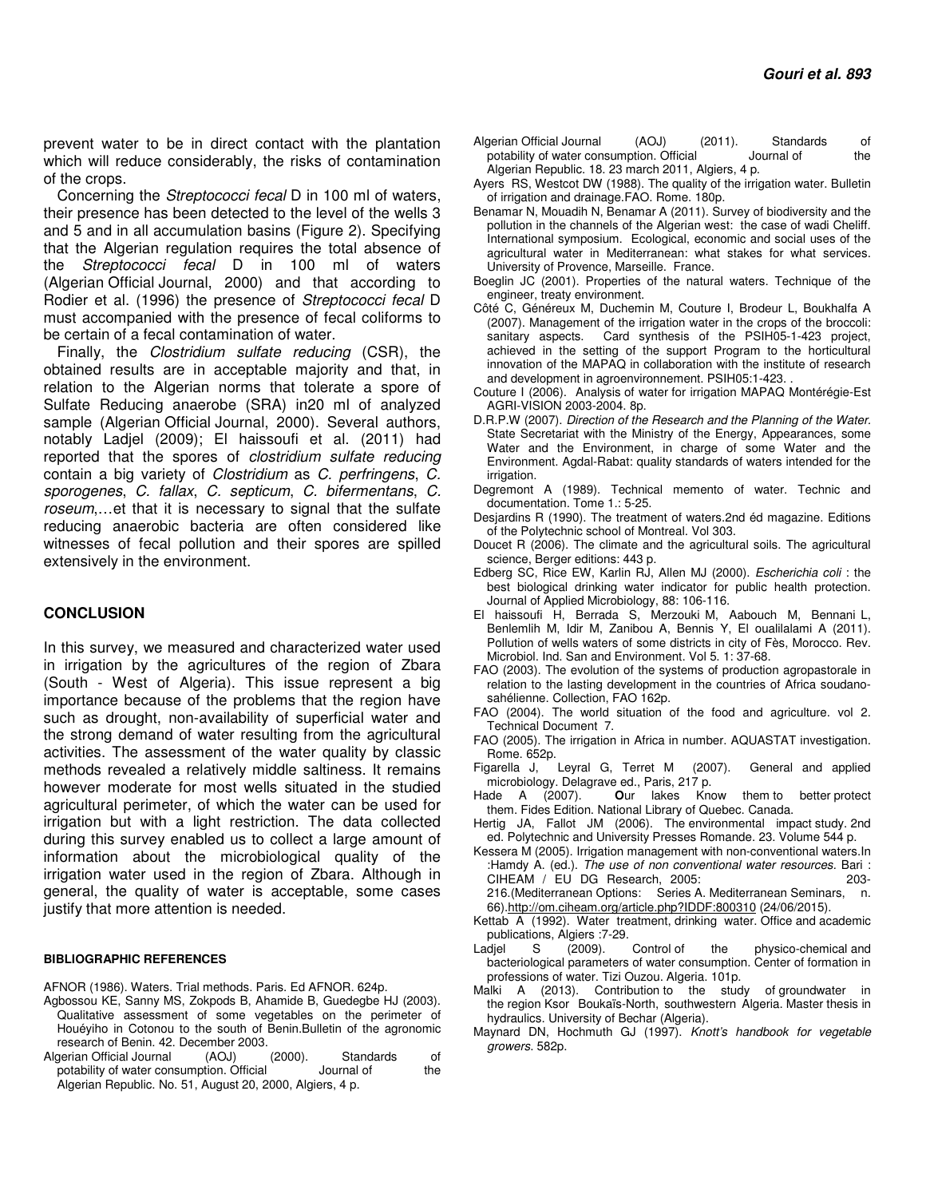prevent water to be in direct contact with the plantation which will reduce considerably, the risks of contamination of the crops.

Concerning the *Streptococci fecal* D in 100 ml of waters, their presence has been detected to the level of the wells 3 and 5 and in all accumulation basins (Figure 2). Specifying that the Algerian regulation requires the total absence of the *Streptococci fecal* D in 100 ml of waters (Algerian Official Journal, 2000) and that according to Rodier et al. (1996) the presence of *Streptococci fecal* D must accompanied with the presence of fecal coliforms to be certain of a fecal contamination of water.

Finally, the *Clostridium sulfate reducing* (CSR), the obtained results are in acceptable majority and that, in relation to the Algerian norms that tolerate a spore of Sulfate Reducing anaerobe (SRA) in20 ml of analyzed sample (Algerian Official Journal, 2000). Several authors, notably Ladjel (2009); El haissoufi et al. (2011) had reported that the spores of *clostridium sulfate reducing* contain a big variety of *Clostridium* as *C. perfringens*, *C. sporogenes*, *C. fallax*, *C. septicum*, *C. bifermentans*, *C. roseum*,…et that it is necessary to signal that the sulfate reducing anaerobic bacteria are often considered like witnesses of fecal pollution and their spores are spilled extensively in the environment.

## CONCLUSION

In this survey, we measured and characterized water used in irrigation by the agricultures of the region of Zbara (South - West of Algeria). This issue represent a big importance because of the problems that the region have such as drought, non-availability of superficial water and the strong demand of water resulting from the agricultural activities. The assessment of the water quality by classic methods revealed a relatively middle saltiness. It remains however moderate for most wells situated in the studied agricultural perimeter, of which the water can be used for irrigation but with a light restriction. The data collected during this survey enabled us to collect a large amount of information about the microbiological quality of the irrigation water used in the region of Zbara. Although in general, the quality of water is acceptable, some cases justify that more attention is needed.

#### BIBLIOGRAPHIC REFERENCES

AFNOR (1986). Waters. Trial methods. Paris. Ed AFNOR. 624p.

Agbossou KE, Sanny MS, Zokpods B, Ahamide B, Guedegbe HJ (2003). Qualitative assessment of some vegetables on the perimeter of Houéyiho in Cotonou to the south of Benin.Bulletin of the agronomic research of Benin. 42. December 2003.

Algerian Official Journal (AOJ) (2000). Standards of potability of water consumption. Official Journal of the Algerian Republic. No. 51, August 20, 2000, Algiers, 4 p.

Algerian Official Journal (AOJ) (2011). Standards of potability of water consumption. Official Journal of the Algerian Republic. 18. 23 march 2011, Algiers, 4 p.

Ayers RS, Westcot DW (1988). The quality of the irrigation water. Bulletin of irrigation and drainage.FAO. Rome. 180p.

Benamar N, Mouadih N, Benamar A (2011). Survey of biodiversity and the pollution in the channels of the Algerian west: the case of wadi Cheliff. International symposium. Ecological, economic and social uses of the agricultural water in Mediterranean: what stakes for what services. University of Provence, Marseille. France.

Boeglin JC (2001). Properties of the natural waters. Technique of the engineer, treaty environment.

Côté C, Généreux M, Duchemin M, Couture I, Brodeur L, Boukhalfa A (2007). Management of the irrigation water in the crops of the broccoli: sanitary aspects. Card synthesis of the PSIH05-1-423 project, achieved in the setting of the support Program to the horticultural innovation of the MAPAQ in collaboration with the institute of research and development in agroenvironnement. PSIH05:1-423. .

Couture I (2006). Analysis of water for irrigation MAPAQ Montérégie-Est AGRI-VISION 2003-2004. 8p.

D.R.P.W (2007). *Direction of the Research and the Planning of the Water.* State Secretariat with the Ministry of the Energy, Appearances, some Water and the Environment, in charge of some Water and the Environment. Agdal-Rabat: quality standards of waters intended for the irrigation.

Degremont A (1989). Technical memento of water. Technic and documentation. Tome 1.: 5-25.

Desjardins R (1990). The treatment of waters.2nd éd magazine. Editions of the Polytechnic school of Montreal. Vol 303.

Doucet R (2006). The climate and the agricultural soils. The agricultural science, Berger editions: 443 p.

Edberg SC, Rice EW, Karlin RJ, Allen MJ (2000). *Escherichia coli* : the best biological drinking water indicator for public health protection. Journal of Applied Microbiology, 88: 106-116.

El haissoufi H, Berrada S, Merzouki M, Aabouch M, Bennani L, Benlemlih M, Idir M, Zanibou A, Bennis Y, El oualilalami A (2011). Pollution of wells waters of some districts in city of Fès, Morocco. Rev. Microbiol. Ind. San and Environment. Vol 5. 1: 37-68.

FAO (2003). The evolution of the systems of production agropastorale in relation to the lasting development in the countries of Africa soudano-sahélienne. Collection, FAO 162p.

FAO (2004). The world situation of the food and agriculture. vol 2. Technical Document 7.

FAO (2005). The irrigation in Africa in number. AQUASTAT investigation. Rome. 652p.

Figarella J, Leyral G, Terret M (2007). General and applied microbiology. Delagrave ed., Paris, 217 p.

Hade A (2007). Our lakes Know them to better protect them. Fides Edition. National Library of Quebec. Canada.

Hertig JA, Fallot JM (2006). The environmental impact study. 2nd ed. Polytechnic and University Presses Romande. 23. Volume 544 p.

Kessera M (2005). Irrigation management with non-conventional waters.In :Hamdy A. (ed.). *The use of non conventional water resources.* Bari : CIHEAM / EU DG Research, 2005: 203-216.(Mediterranean Options: Series A. Mediterranean Seminars, n. 66).http://om.ciheam.org/article.php?IDDF:800310 (24/06/2015).

Kettab A (1992). Water treatment, drinking water. Office and academic publications, Algiers :7-29.

Ladjel S (2009). Control of the physico-chemical and bacteriological parameters of water consumption. Center of formation in professions of water. Tizi Ouzou. Algeria. 101p.

Malki A (2013). Contribution to the study of groundwater in the region Ksor Boukaïs-North, southwestern Algeria. Master thesis in hydraulics. University of Bechar (Algeria).

Maynard DN, Hochmuth GJ (1997). *Knott's handbook for vegetable growers.* 582p.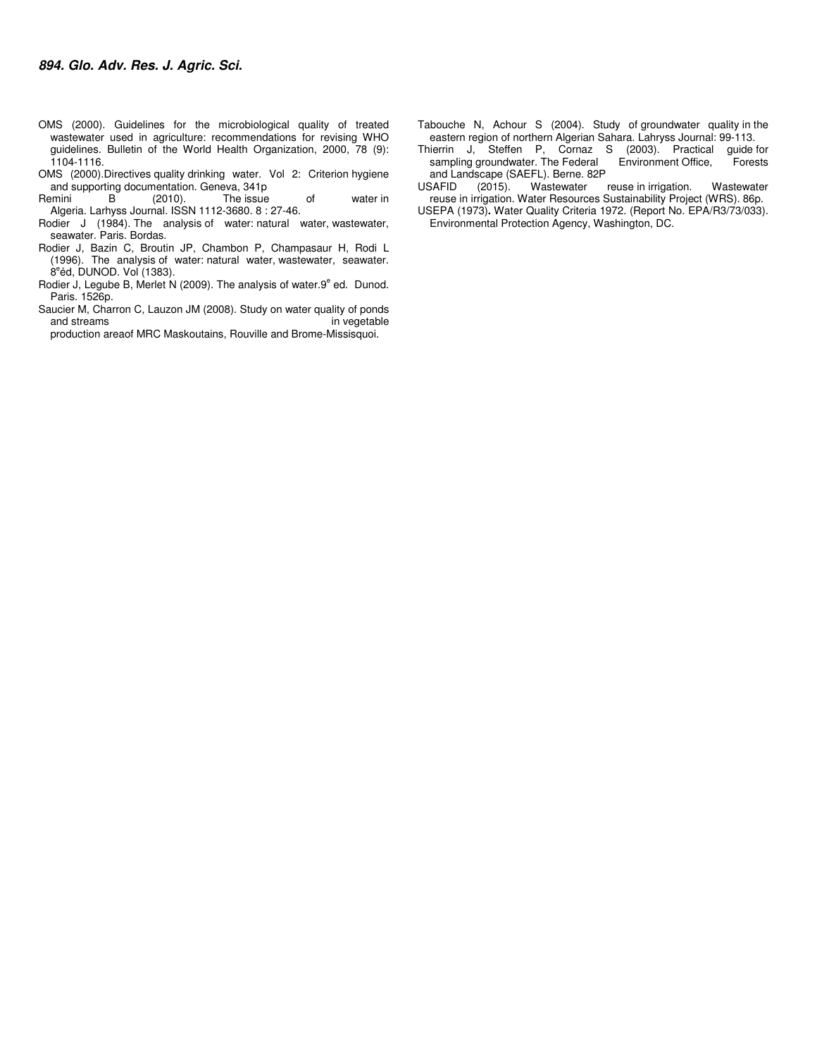OMS (2000). Guidelines for the microbiological quality of treated wastewater used in agriculture: recommendations for revising WHO guidelines. Bulletin of the World Health Organization, 2000, 78 (9): 1104-1116.

OMS (2000).Directives quality drinking water. Vol 2: Criterion hygiene and supporting documentation. Geneva, 341p

Remini B (2010). The issue of water in Algeria. Larhyss Journal. ISSN 1112-3680. 8 : 27-46.

Rodier J (1984). The analysis of water: natural water, wastewater, seawater. Paris. Bordas.

Rodier J, Bazin C, Broutin JP, Chambon P, Champasaur H, Rodi L (1996). The analysis of water: natural water, wastewater, seawater. 8[e]éd, DUNOD. Vol (1383).

Rodier J, Legube B, Merlet N (2009). The analysis of water.9[e] ed. Dunod. Paris. 1526p.

Saucier M, Charron C, Lauzon JM (2008). Study on water quality of ponds and streams in vegetable production areaof MRC Maskoutains, Rouville and Brome-Missisquoi.

Tabouche N, Achour S (2004). Study of groundwater quality in the eastern region of northern Algerian Sahara. Lahryss Journal: 99-113.

Thierrin J, Steffen P, Cornaz S (2003). Practical guide for sampling groundwater. The Federal Environment Office, Forests and Landscape (SAEFL). Berne. 82P

USAFID (2015). Wastewater reuse in irrigation. Wastewater reuse in irrigation. Water Resources Sustainability Project (WRS). 86p.

USEPA (1973). Water Quality Criteria 1972. (Report No. EPA/R3/73/033). Environmental Protection Agency, Washington, DC.